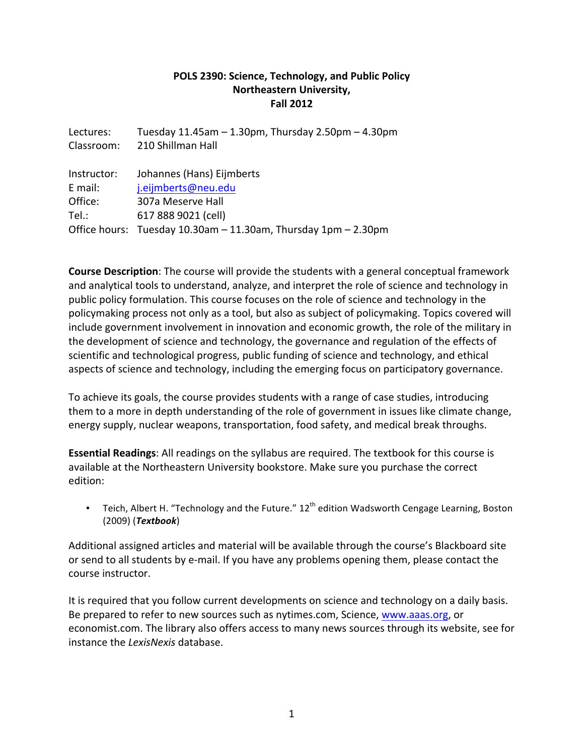**POLS 2390: Science, Technology, and Public Policy**
**Northeastern University,**
**Fall 2012**

Lectures: Tuesday 11.45am – 1.30pm, Thursday 2.50pm – 4.30pm
Classroom: 210 Shillman Hall

Instructor: Johannes (Hans) Eijmberts
E mail: j.eijmberts@neu.edu
Office: 307a Meserve Hall
Tel.: 617 888 9021 (cell)
Office hours: Tuesday 10.30am – 11.30am, Thursday 1pm – 2.30pm

**Course Description**: The course will provide the students with a general conceptual framework and analytical tools to understand, analyze, and interpret the role of science and technology in public policy formulation. This course focuses on the role of science and technology in the policymaking process not only as a tool, but also as subject of policymaking. Topics covered will include government involvement in innovation and economic growth, the role of the military in the development of science and technology, the governance and regulation of the effects of scientific and technological progress, public funding of science and technology, and ethical aspects of science and technology, including the emerging focus on participatory governance.

To achieve its goals, the course provides students with a range of case studies, introducing them to a more in depth understanding of the role of government in issues like climate change, energy supply, nuclear weapons, transportation, food safety, and medical break throughs.

**Essential Readings**: All readings on the syllabus are required. The textbook for this course is available at the Northeastern University bookstore. Make sure you purchase the correct edition:

- Teich, Albert H. "Technology and the Future." 12th edition Wadsworth Cengage Learning, Boston (2009) (***Textbook***)

Additional assigned articles and material will be available through the course's Blackboard site or send to all students by e-mail. If you have any problems opening them, please contact the course instructor.

It is required that you follow current developments on science and technology on a daily basis. Be prepared to refer to new sources such as nytimes.com, Science, www.aaas.org, or economist.com. The library also offers access to many news sources through its website, see for instance the *LexisNexis* database.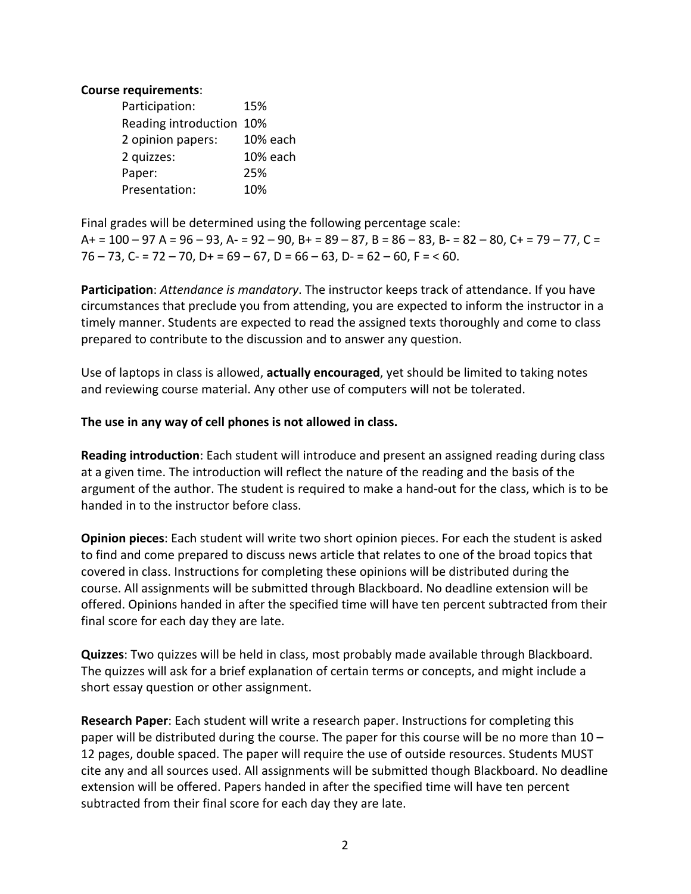**Course requirements**:

| | |
|---|---|
| Participation: | 15% |
| Reading introduction | 10% |
| 2 opinion papers: | 10% each |
| 2 quizzes: | 10% each |
| Paper: | 25% |
| Presentation: | 10% |

Final grades will be determined using the following percentage scale:
A+ = 100 – 97 A = 96 – 93, A- = 92 – 90, B+ = 89 – 87, B = 86 – 83, B- = 82 – 80, C+ = 79 – 77, C = 76 – 73, C- = 72 – 70, D+ = 69 – 67, D = 66 – 63, D- = 62 – 60, F = < 60.

**Participation**: *Attendance is mandatory*. The instructor keeps track of attendance. If you have circumstances that preclude you from attending, you are expected to inform the instructor in a timely manner. Students are expected to read the assigned texts thoroughly and come to class prepared to contribute to the discussion and to answer any question.

Use of laptops in class is allowed, **actually encouraged**, yet should be limited to taking notes and reviewing course material. Any other use of computers will not be tolerated.

**The use in any way of cell phones is not allowed in class.**

**Reading introduction**: Each student will introduce and present an assigned reading during class at a given time. The introduction will reflect the nature of the reading and the basis of the argument of the author. The student is required to make a hand-out for the class, which is to be handed in to the instructor before class.

**Opinion pieces**: Each student will write two short opinion pieces. For each the student is asked to find and come prepared to discuss news article that relates to one of the broad topics that covered in class. Instructions for completing these opinions will be distributed during the course. All assignments will be submitted through Blackboard. No deadline extension will be offered. Opinions handed in after the specified time will have ten percent subtracted from their final score for each day they are late.

**Quizzes**: Two quizzes will be held in class, most probably made available through Blackboard. The quizzes will ask for a brief explanation of certain terms or concepts, and might include a short essay question or other assignment.

**Research Paper**: Each student will write a research paper. Instructions for completing this paper will be distributed during the course. The paper for this course will be no more than 10 – 12 pages, double spaced. The paper will require the use of outside resources. Students MUST cite any and all sources used. All assignments will be submitted though Blackboard. No deadline extension will be offered. Papers handed in after the specified time will have ten percent subtracted from their final score for each day they are late.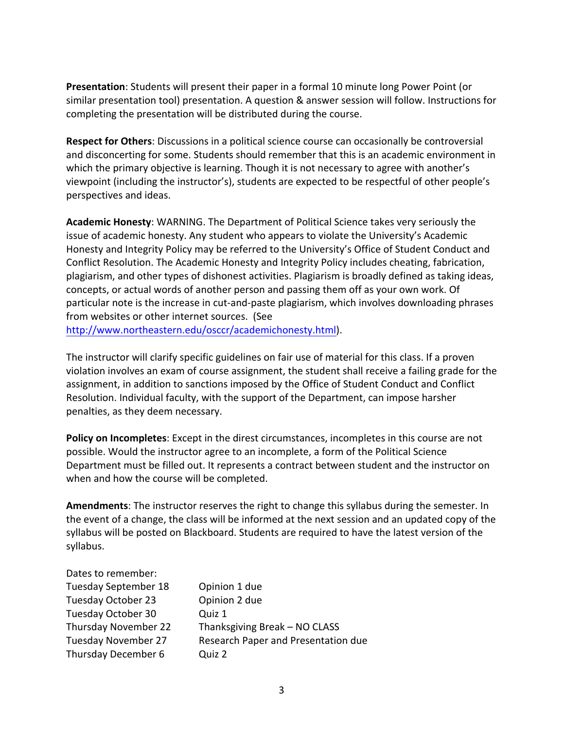**Presentation**: Students will present their paper in a formal 10 minute long Power Point (or similar presentation tool) presentation. A question & answer session will follow. Instructions for completing the presentation will be distributed during the course.

**Respect for Others**: Discussions in a political science course can occasionally be controversial and disconcerting for some. Students should remember that this is an academic environment in which the primary objective is learning. Though it is not necessary to agree with another's viewpoint (including the instructor's), students are expected to be respectful of other people's perspectives and ideas.

**Academic Honesty**: WARNING. The Department of Political Science takes very seriously the issue of academic honesty. Any student who appears to violate the University's Academic Honesty and Integrity Policy may be referred to the University's Office of Student Conduct and Conflict Resolution. The Academic Honesty and Integrity Policy includes cheating, fabrication, plagiarism, and other types of dishonest activities. Plagiarism is broadly defined as taking ideas, concepts, or actual words of another person and passing them off as your own work. Of particular note is the increase in cut-and-paste plagiarism, which involves downloading phrases from websites or other internet sources. (See http://www.northeastern.edu/osccr/academichonesty.html).

The instructor will clarify specific guidelines on fair use of material for this class. If a proven violation involves an exam of course assignment, the student shall receive a failing grade for the assignment, in addition to sanctions imposed by the Office of Student Conduct and Conflict Resolution. Individual faculty, with the support of the Department, can impose harsher penalties, as they deem necessary.

**Policy on Incompletes**: Except in the direst circumstances, incompletes in this course are not possible. Would the instructor agree to an incomplete, a form of the Political Science Department must be filled out. It represents a contract between student and the instructor on when and how the course will be completed.

**Amendments**: The instructor reserves the right to change this syllabus during the semester. In the event of a change, the class will be informed at the next session and an updated copy of the syllabus will be posted on Blackboard. Students are required to have the latest version of the syllabus.

Dates to remember:

| | |
|---|---|
| Tuesday September 18 | Opinion 1 due |
| Tuesday October 23 | Opinion 2 due |
| Tuesday October 30 | Quiz 1 |
| Thursday November 22 | Thanksgiving Break – NO CLASS |
| Tuesday November 27 | Research Paper and Presentation due |
| Thursday December 6 | Quiz 2 |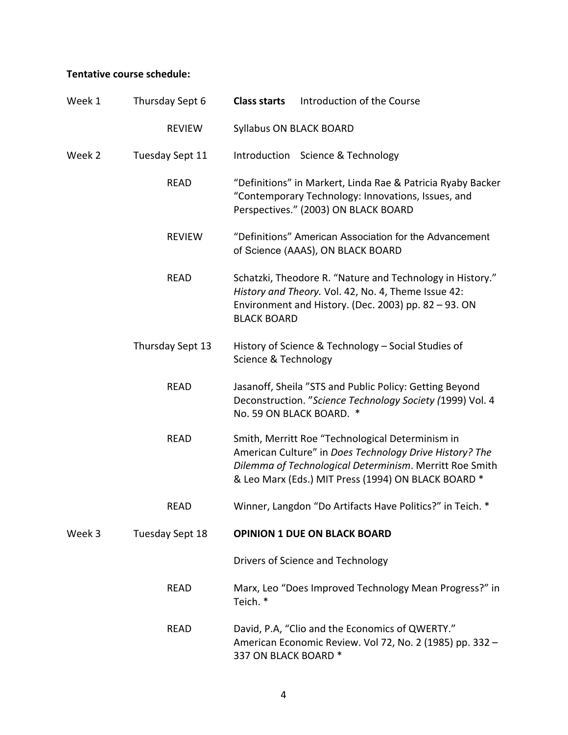**Tentative course schedule:**

| | | |
|---|---|---|
| Week 1 | Thursday Sept 6 | **Class starts** Introduction of the Course |
| | REVIEW | Syllabus ON BLACK BOARD |
| Week 2 | Tuesday Sept 11 | Introduction Science & Technology |
| | READ | "Definitions" in Markert, Linda Rae & Patricia Ryaby Backer "Contemporary Technology: Innovations, Issues, and Perspectives." (2003) ON BLACK BOARD |
| | REVIEW | "Definitions" American Association for the Advancement of Science (AAAS), ON BLACK BOARD |
| | READ | Schatzki, Theodore R. "Nature and Technology in History." *History and Theory.* Vol. 42, No. 4, Theme Issue 42: Environment and History. (Dec. 2003) pp. 82 – 93. ON BLACK BOARD |
| | Thursday Sept 13 | History of Science & Technology – Social Studies of Science & Technology |
| | READ | Jasanoff, Sheila "STS and Public Policy: Getting Beyond Deconstruction. "*Science Technology Society (*1999) Vol. 4 No. 59 ON BLACK BOARD. * |
| | READ | Smith, Merritt Roe "Technological Determinism in American Culture" in *Does Technology Drive History? The Dilemma of Technological Determinism*. Merritt Roe Smith & Leo Marx (Eds.) MIT Press (1994) ON BLACK BOARD * |
| | READ | Winner, Langdon "Do Artifacts Have Politics?" in Teich. * |
| Week 3 | Tuesday Sept 18 | **OPINION 1 DUE ON BLACK BOARD** |
| | | Drivers of Science and Technology |
| | READ | Marx, Leo "Does Improved Technology Mean Progress?" in Teich. * |
| | READ | David, P.A, "Clio and the Economics of QWERTY." American Economic Review. Vol 72, No. 2 (1985) pp. 332 – 337 ON BLACK BOARD * |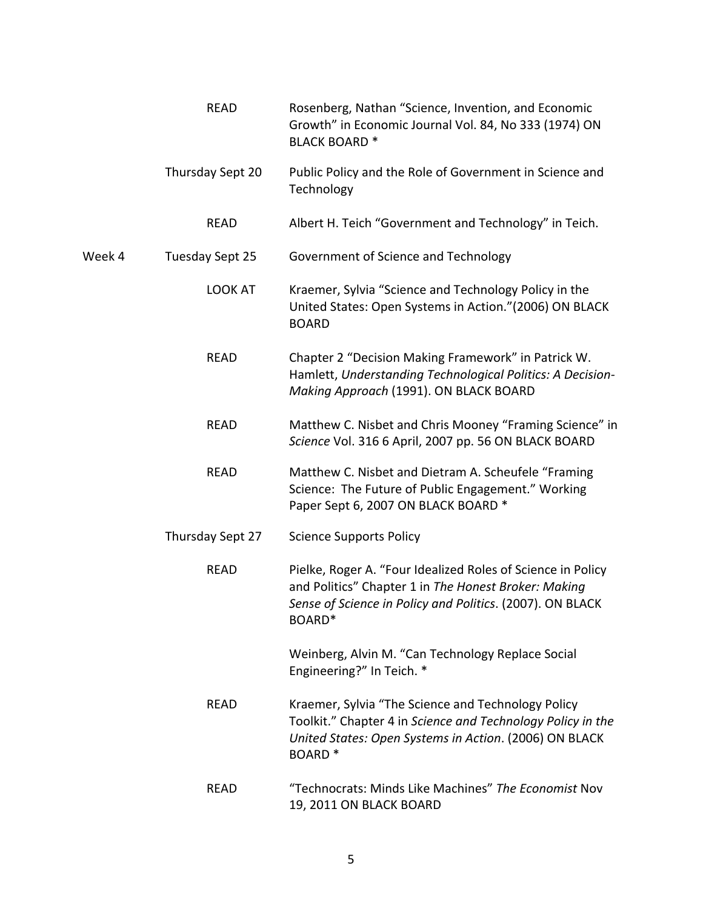| | | |
|---|---|---|
| | READ | Rosenberg, Nathan "Science, Invention, and Economic Growth" in Economic Journal Vol. 84, No 333 (1974) ON BLACK BOARD * |
| | Thursday Sept 20 | Public Policy and the Role of Government in Science and Technology |
| | READ | Albert H. Teich "Government and Technology" in Teich. |
| Week 4 | Tuesday Sept 25 | Government of Science and Technology |
| | LOOK AT | Kraemer, Sylvia "Science and Technology Policy in the United States: Open Systems in Action."(2006) ON BLACK BOARD |
| | READ | Chapter 2 "Decision Making Framework" in Patrick W. Hamlett, *Understanding Technological Politics: A Decision-Making Approach* (1991). ON BLACK BOARD |
| | READ | Matthew C. Nisbet and Chris Mooney "Framing Science" in *Science* Vol. 316 6 April, 2007 pp. 56 ON BLACK BOARD |
| | READ | Matthew C. Nisbet and Dietram A. Scheufele "Framing Science: The Future of Public Engagement." Working Paper Sept 6, 2007 ON BLACK BOARD * |
| | Thursday Sept 27 | Science Supports Policy |
| | READ | Pielke, Roger A. "Four Idealized Roles of Science in Policy and Politics" Chapter 1 in *The Honest Broker: Making Sense of Science in Policy and Politics*. (2007). ON BLACK BOARD* |
| | | Weinberg, Alvin M. "Can Technology Replace Social Engineering?" In Teich. * |
| | READ | Kraemer, Sylvia "The Science and Technology Policy Toolkit." Chapter 4 in *Science and Technology Policy in the United States: Open Systems in Action*. (2006) ON BLACK BOARD * |
| | READ | "Technocrats: Minds Like Machines" *The Economist* Nov 19, 2011 ON BLACK BOARD |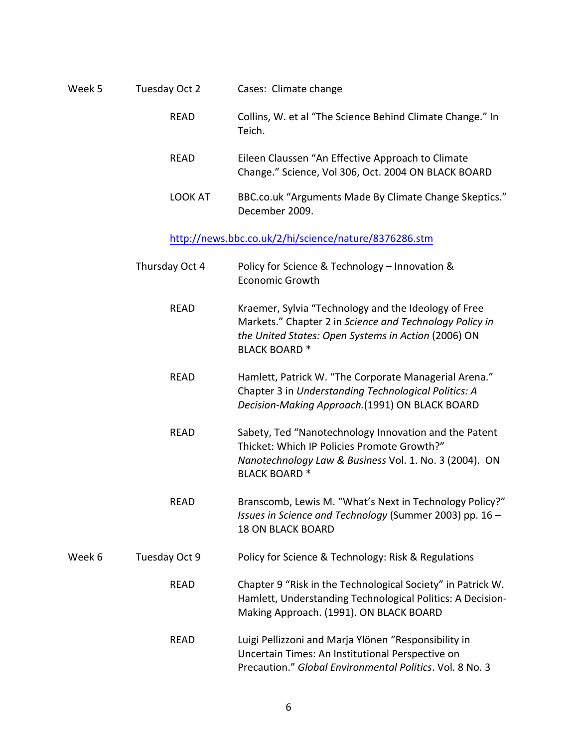| | | |
|---|---|---|
| Week 5 | Tuesday Oct 2 | Cases: Climate change |
| | READ | Collins, W. et al "The Science Behind Climate Change." In Teich. |
| | READ | Eileen Claussen "An Effective Approach to Climate Change." Science, Vol 306, Oct. 2004 ON BLACK BOARD |
| | LOOK AT | BBC.co.uk "Arguments Made By Climate Change Skeptics." December 2009. |

http://news.bbc.co.uk/2/hi/science/nature/8376286.stm

| | | |
|---|---|---|
| | Thursday Oct 4 | Policy for Science & Technology – Innovation & Economic Growth |
| | READ | Kraemer, Sylvia "Technology and the Ideology of Free Markets." Chapter 2 in *Science and Technology Policy in the United States: Open Systems in Action* (2006) ON BLACK BOARD * |
| | READ | Hamlett, Patrick W. "The Corporate Managerial Arena." Chapter 3 in *Understanding Technological Politics: A Decision-Making Approach.* (1991) ON BLACK BOARD |
| | READ | Sabety, Ted "Nanotechnology Innovation and the Patent Thicket: Which IP Policies Promote Growth?" *Nanotechnology Law & Business* Vol. 1. No. 3 (2004). ON BLACK BOARD * |
| | READ | Branscomb, Lewis M. "What's Next in Technology Policy?" *Issues in Science and Technology* (Summer 2003) pp. 16 – 18 ON BLACK BOARD |
| Week 6 | Tuesday Oct 9 | Policy for Science & Technology: Risk & Regulations |
| | READ | Chapter 9 "Risk in the Technological Society" in Patrick W. Hamlett, Understanding Technological Politics: A Decision-Making Approach. (1991). ON BLACK BOARD |
| | READ | Luigi Pellizzoni and Marja Ylönen "Responsibility in Uncertain Times: An Institutional Perspective on Precaution." *Global Environmental Politics*. Vol. 8 No. 3 |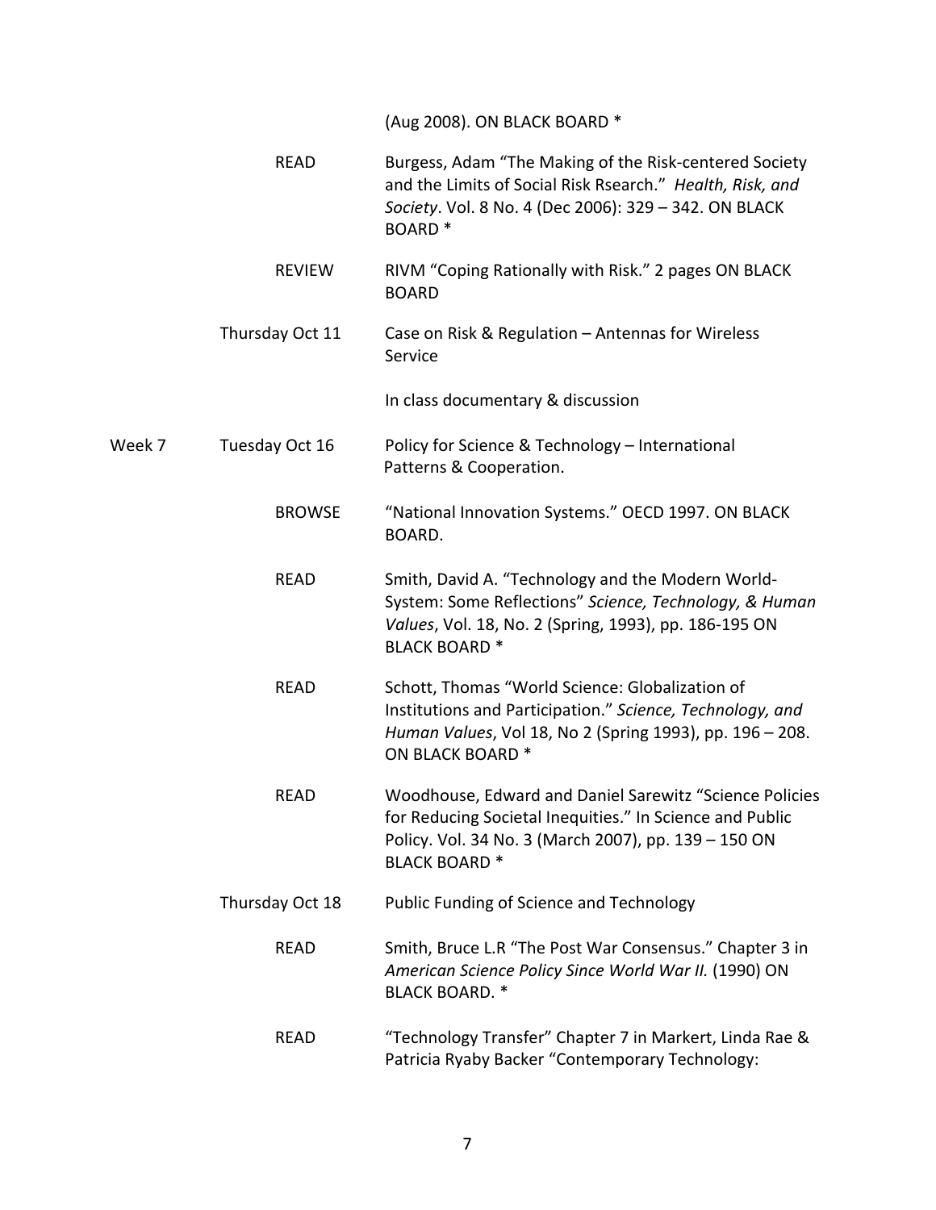(Aug 2008). ON BLACK BOARD *

| | | |
|---|---|---|
| | READ | Burgess, Adam "The Making of the Risk-centered Society and the Limits of Social Risk Rsearch." *Health, Risk, and Society*. Vol. 8 No. 4 (Dec 2006): 329 – 342. ON BLACK BOARD * |
| | REVIEW | RIVM "Coping Rationally with Risk." 2 pages ON BLACK BOARD |
| | Thursday Oct 11 | Case on Risk & Regulation – Antennas for Wireless Service<br><br>In class documentary & discussion |
| Week 7 | Tuesday Oct 16 | Policy for Science & Technology – International Patterns & Cooperation. |
| | BROWSE | "National Innovation Systems." OECD 1997. ON BLACK BOARD. |
| | READ | Smith, David A. "Technology and the Modern World-System: Some Reflections" *Science, Technology, & Human Values*, Vol. 18, No. 2 (Spring, 1993), pp. 186-195 ON BLACK BOARD * |
| | READ | Schott, Thomas "World Science: Globalization of Institutions and Participation." *Science, Technology, and Human Values*, Vol 18, No 2 (Spring 1993), pp. 196 – 208. ON BLACK BOARD * |
| | READ | Woodhouse, Edward and Daniel Sarewitz "Science Policies for Reducing Societal Inequities." In Science and Public Policy. Vol. 34 No. 3 (March 2007), pp. 139 – 150 ON BLACK BOARD * |
| | Thursday Oct 18 | Public Funding of Science and Technology |
| | READ | Smith, Bruce L.R "The Post War Consensus." Chapter 3 in *American Science Policy Since World War II.* (1990) ON BLACK BOARD. * |
| | READ | "Technology Transfer" Chapter 7 in Markert, Linda Rae & Patricia Ryaby Backer "Contemporary Technology: |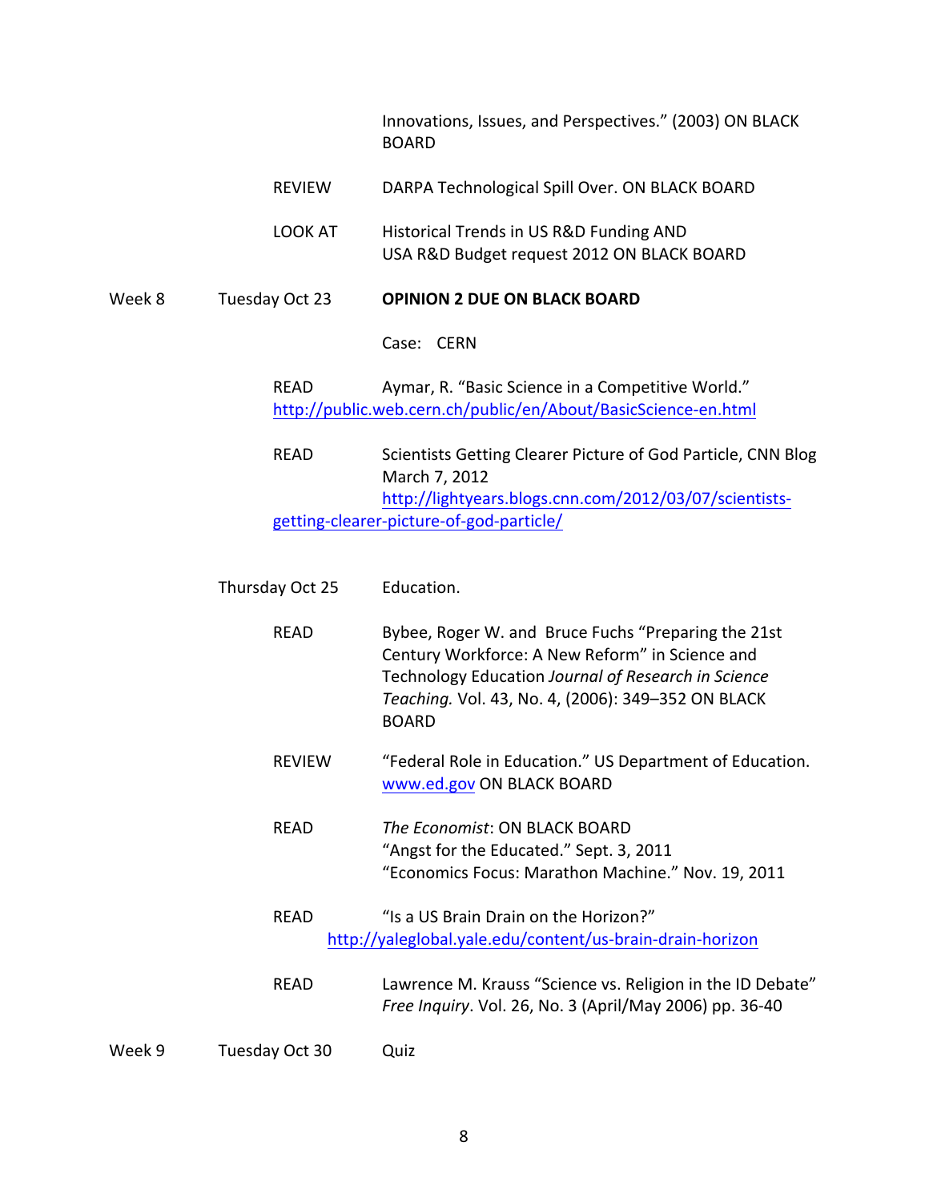Innovations, Issues, and Perspectives." (2003) ON BLACK BOARD

REVIEW DARPA Technological Spill Over. ON BLACK BOARD

LOOK AT Historical Trends in US R&D Funding AND USA R&D Budget request 2012 ON BLACK BOARD

Week 8 Tuesday Oct 23 **OPINION 2 DUE ON BLACK BOARD**

Case: CERN

READ Aymar, R. "Basic Science in a Competitive World." http://public.web.cern.ch/public/en/About/BasicScience-en.html

READ Scientists Getting Clearer Picture of God Particle, CNN Blog March 7, 2012 http://lightyears.blogs.cnn.com/2012/03/07/scientists-getting-clearer-picture-of-god-particle/

Thursday Oct 25 Education.

READ Bybee, Roger W. and Bruce Fuchs "Preparing the 21st Century Workforce: A New Reform" in Science and Technology Education *Journal of Research in Science Teaching.* Vol. 43, No. 4, (2006): 349–352 ON BLACK BOARD

REVIEW "Federal Role in Education." US Department of Education. www.ed.gov ON BLACK BOARD

READ *The Economist*: ON BLACK BOARD
"Angst for the Educated." Sept. 3, 2011
"Economics Focus: Marathon Machine." Nov. 19, 2011

READ "Is a US Brain Drain on the Horizon?" http://yaleglobal.yale.edu/content/us-brain-drain-horizon

READ Lawrence M. Krauss "Science vs. Religion in the ID Debate" *Free Inquiry*. Vol. 26, No. 3 (April/May 2006) pp. 36-40

Week 9 Tuesday Oct 30 Quiz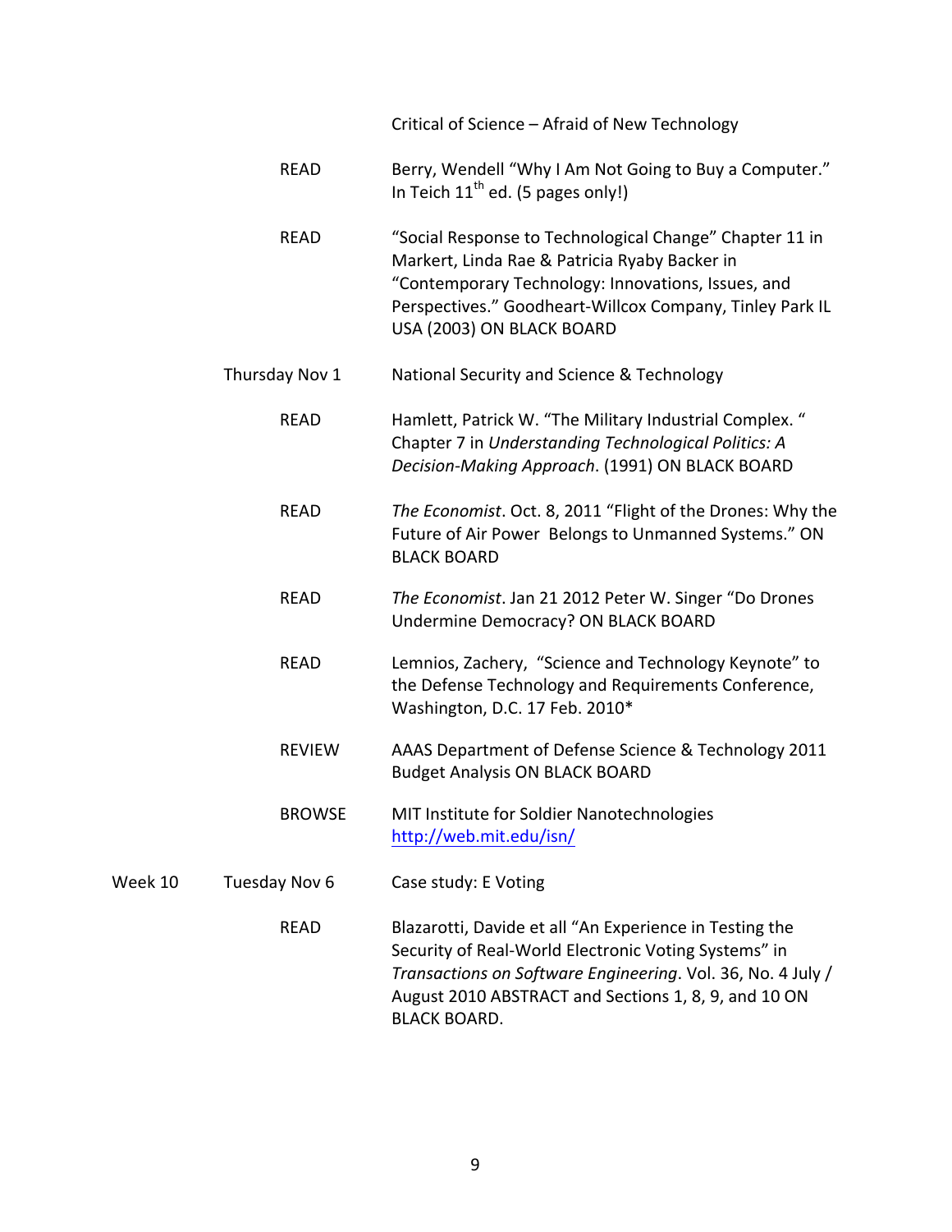| | | |
|---|---|---|
| | | Critical of Science – Afraid of New Technology |
| | READ | Berry, Wendell "Why I Am Not Going to Buy a Computer." In Teich 11th ed. (5 pages only!) |
| | READ | "Social Response to Technological Change" Chapter 11 in Markert, Linda Rae & Patricia Ryaby Backer in "Contemporary Technology: Innovations, Issues, and Perspectives." Goodheart-Willcox Company, Tinley Park IL USA (2003) ON BLACK BOARD |
| | Thursday Nov 1 | National Security and Science & Technology |
| | READ | Hamlett, Patrick W. "The Military Industrial Complex. " Chapter 7 in *Understanding Technological Politics: A Decision-Making Approach*. (1991) ON BLACK BOARD |
| | READ | *The Economist*. Oct. 8, 2011 "Flight of the Drones: Why the Future of Air Power Belongs to Unmanned Systems." ON BLACK BOARD |
| | READ | *The Economist*. Jan 21 2012 Peter W. Singer "Do Drones Undermine Democracy? ON BLACK BOARD |
| | READ | Lemnios, Zachery, "Science and Technology Keynote" to the Defense Technology and Requirements Conference, Washington, D.C. 17 Feb. 2010* |
| | REVIEW | AAAS Department of Defense Science & Technology 2011 Budget Analysis ON BLACK BOARD |
| | BROWSE | MIT Institute for Soldier Nanotechnologies http://web.mit.edu/isn/ |
| Week 10 | Tuesday Nov 6 | Case study: E Voting |
| | READ | Blazarotti, Davide et all "An Experience in Testing the Security of Real-World Electronic Voting Systems" in *Transactions on Software Engineering*. Vol. 36, No. 4 July / August 2010 ABSTRACT and Sections 1, 8, 9, and 10 ON BLACK BOARD. |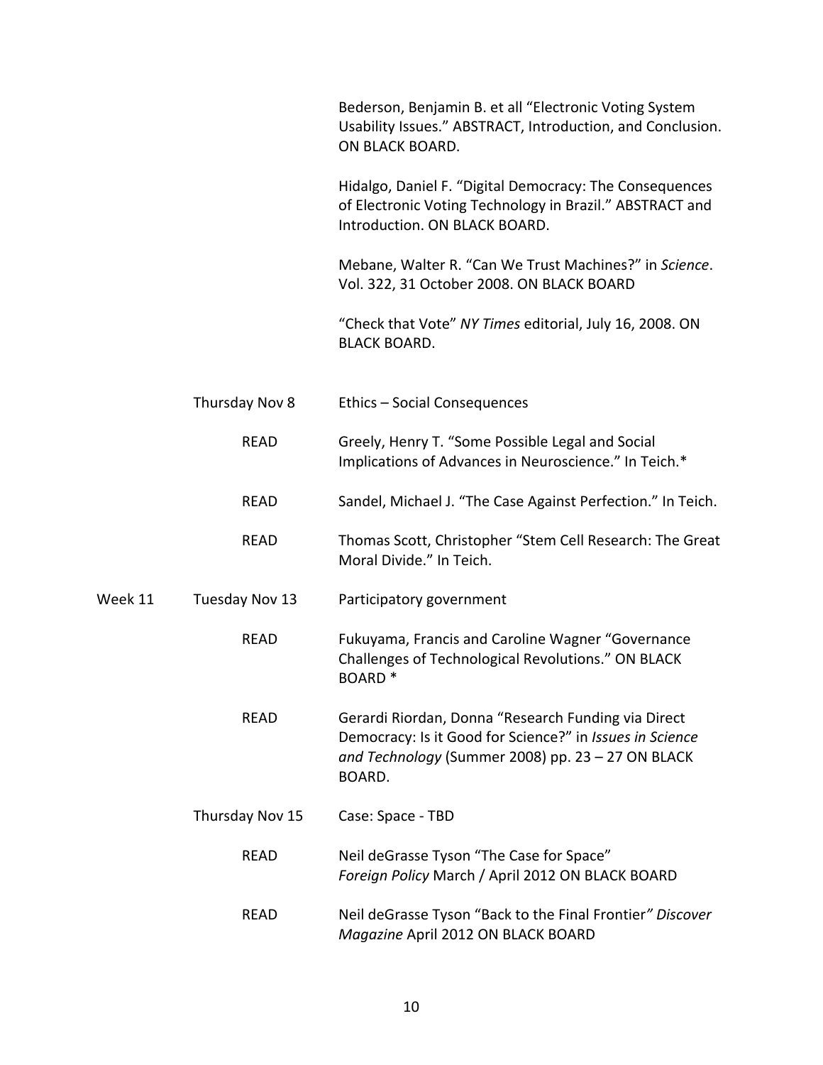Bederson, Benjamin B. et all "Electronic Voting System Usability Issues." ABSTRACT, Introduction, and Conclusion. ON BLACK BOARD.

Hidalgo, Daniel F. "Digital Democracy: The Consequences of Electronic Voting Technology in Brazil." ABSTRACT and Introduction. ON BLACK BOARD.

Mebane, Walter R. "Can We Trust Machines?" in *Science*. Vol. 322, 31 October 2008. ON BLACK BOARD

"Check that Vote" *NY Times* editorial, July 16, 2008. ON BLACK BOARD.

| | | |
|---|---|---|
| | Thursday Nov 8 | Ethics – Social Consequences |
| | READ | Greely, Henry T. "Some Possible Legal and Social Implications of Advances in Neuroscience." In Teich.* |
| | READ | Sandel, Michael J. "The Case Against Perfection." In Teich. |
| | READ | Thomas Scott, Christopher "Stem Cell Research: The Great Moral Divide." In Teich. |
| Week 11 | Tuesday Nov 13 | Participatory government |
| | READ | Fukuyama, Francis and Caroline Wagner "Governance Challenges of Technological Revolutions." ON BLACK BOARD * |
| | READ | Gerardi Riordan, Donna "Research Funding via Direct Democracy: Is it Good for Science?" in *Issues in Science and Technology* (Summer 2008) pp. 23 – 27 ON BLACK BOARD. |
| | Thursday Nov 15 | Case: Space - TBD |
| | READ | Neil deGrasse Tyson "The Case for Space" *Foreign Policy* March / April 2012 ON BLACK BOARD |
| | READ | Neil deGrasse Tyson "Back to the Final Frontier" *Discover Magazine* April 2012 ON BLACK BOARD |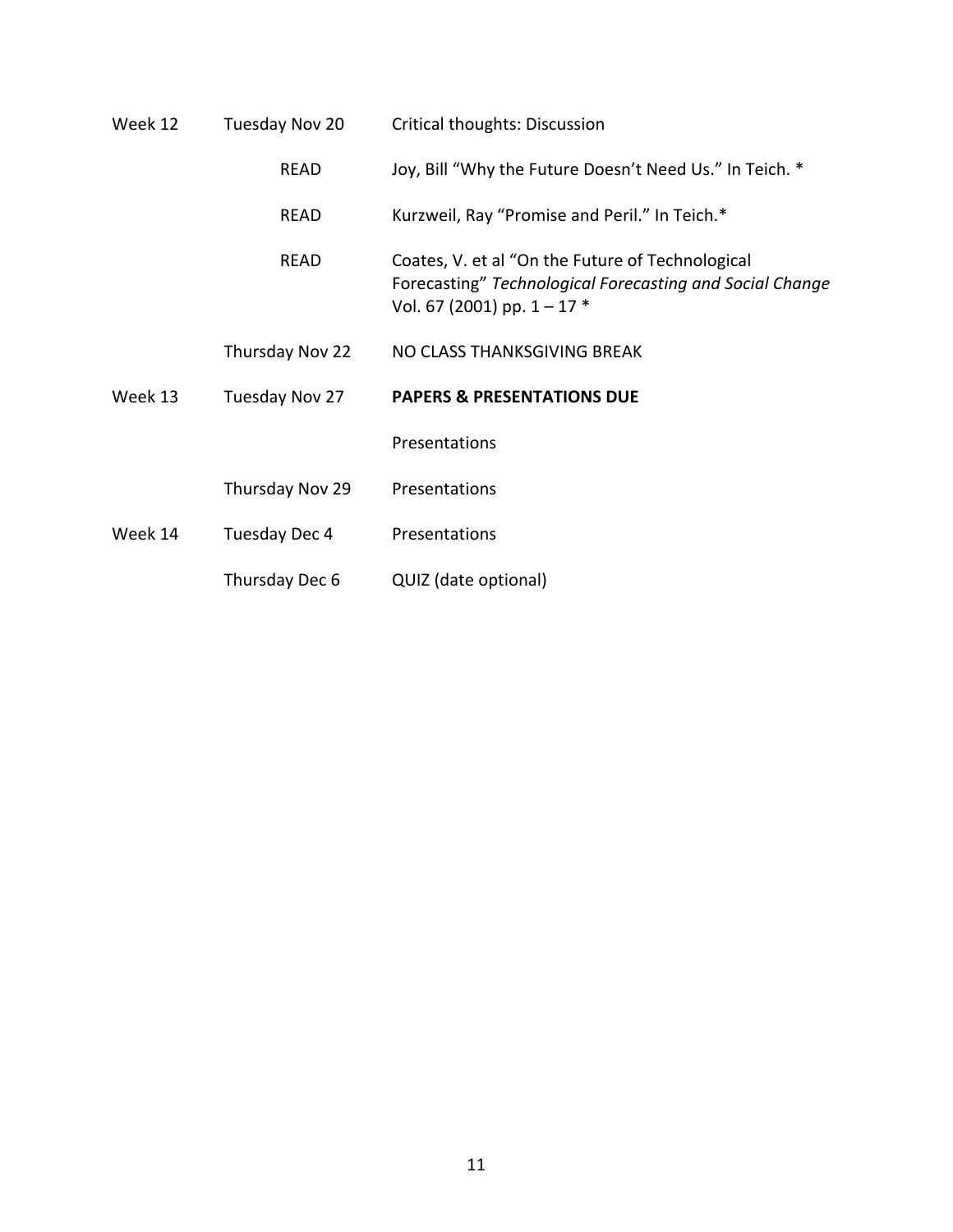| | | |
|---|---|---|
| Week 12 | Tuesday Nov 20 | Critical thoughts: Discussion |
| | READ | Joy, Bill "Why the Future Doesn't Need Us." In Teich. * |
| | READ | Kurzweil, Ray "Promise and Peril." In Teich.* |
| | READ | Coates, V. et al "On the Future of Technological Forecasting" *Technological Forecasting and Social Change* Vol. 67 (2001) pp. 1 – 17 * |
| | Thursday Nov 22 | NO CLASS THANKSGIVING BREAK |
| Week 13 | Tuesday Nov 27 | **PAPERS & PRESENTATIONS DUE** |
| | | Presentations |
| | Thursday Nov 29 | Presentations |
| Week 14 | Tuesday Dec 4 | Presentations |
| | Thursday Dec 6 | QUIZ (date optional) |